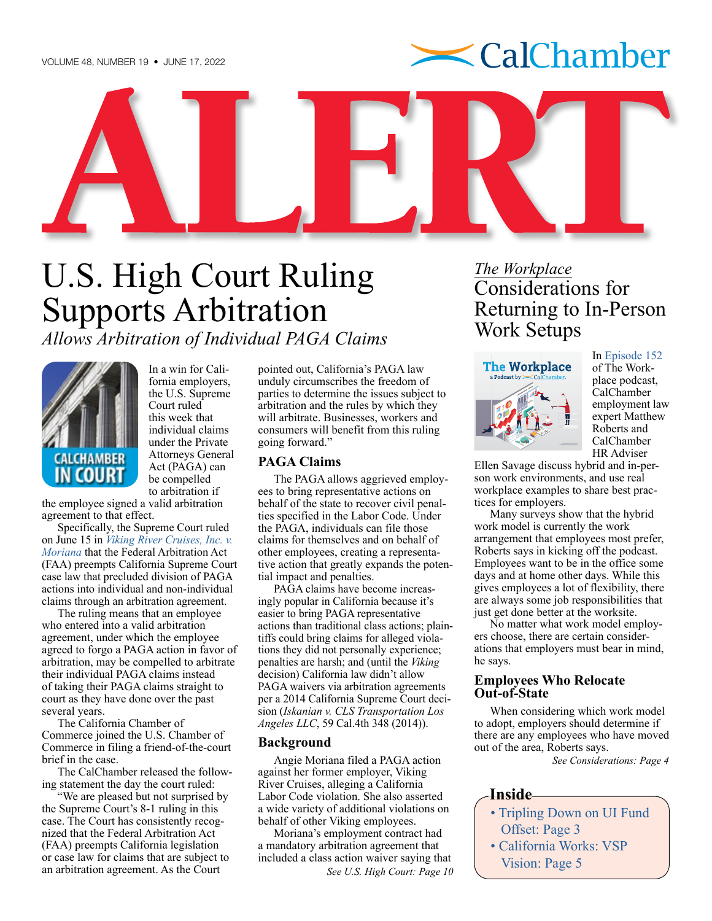# ALERT

# U.S. High Court Ruling Supports Arbitration

*Allows Arbitration of Individual PAGA Claims*

In a win for California employers, the U.S. Supreme Court ruled this week that individual claims under the Private Attorneys General Act (PAGA) can be compelled to arbitration if the employee signed a valid arbitration agreement to that effect.

Specifically, the Supreme Court ruled on June 15 in *Viking River Cruises, Inc. v. Moriana* that the Federal Arbitration Act (FAA) preempts California Supreme Court case law that precluded division of PAGA actions into individual and non-individual claims through an arbitration agreement.

The ruling means that an employee who entered into a valid arbitration agreement, under which the employee agreed to forgo a PAGA action in favor of arbitration, may be compelled to arbitrate their individual PAGA claims instead of taking their PAGA claims straight to court as they have done over the past several years.

The California Chamber of Commerce joined the U.S. Chamber of Commerce in filing a friend-of-the-court brief in the case.

The CalChamber released the following statement the day the court ruled:

"We are pleased but not surprised by the Supreme Court's 8-1 ruling in this case. The Court has consistently recognized that the Federal Arbitration Act (FAA) preempts California legislation or case law for claims that are subject to an arbitration agreement. As the Court pointed out, California's PAGA law unduly circumscribes the freedom of parties to determine the issues subject to arbitration and the rules by which they will arbitrate. Businesses, workers and consumers will benefit from this ruling going forward."

### PAGA Claims

The PAGA allows aggrieved employees to bring representative actions on behalf of the state to recover civil penalties specified in the Labor Code. Under the PAGA, individuals can file those claims for themselves and on behalf of other employees, creating a representative action that greatly expands the potential impact and penalties.

PAGA claims have become increasingly popular in California because it's easier to bring PAGA representative actions than traditional class actions; plaintiffs could bring claims for alleged violations they did not personally experience; penalties are harsh; and (until the *Viking* decision) California law didn't allow PAGA waivers via arbitration agreements per a 2014 California Supreme Court decision (*Iskanian v. CLS Transportation Los Angeles LLC*, 59 Cal.4th 348 (2014)).

### Background

Angie Moriana filed a PAGA action against her former employer, Viking River Cruises, alleging a California Labor Code violation. She also asserted a wide variety of additional violations on behalf of other Viking employees.

Moriana's employment contract had a mandatory arbitration agreement that included a class action waiver saying that

*See U.S. High Court: Page 10*

---

*The Workplace*

# Considerations for Returning to In-Person Work Setups

In Episode 152 of The Workplace podcast, CalChamber employment law expert Matthew Roberts and CalChamber HR Adviser Ellen Savage discuss hybrid and in-person work environments, and use real workplace examples to share best practices for employers.

Many surveys show that the hybrid work model is currently the work arrangement that employees most prefer, Roberts says in kicking off the podcast. Employees want to be in the office some days and at home other days. While this gives employees a lot of flexibility, there are always some job responsibilities that just get done better at the worksite.

No matter what work model employers choose, there are certain considerations that employers must bear in mind, he says.

### Employees Who Relocate Out-of-State

When considering which work model to adopt, employers should determine if there are any employees who have moved out of the area, Roberts says.

*See Considerations: Page 4*

---

**Inside**

- Tripling Down on UI Fund Offset: Page 3
- California Works: VSP Vision: Page 5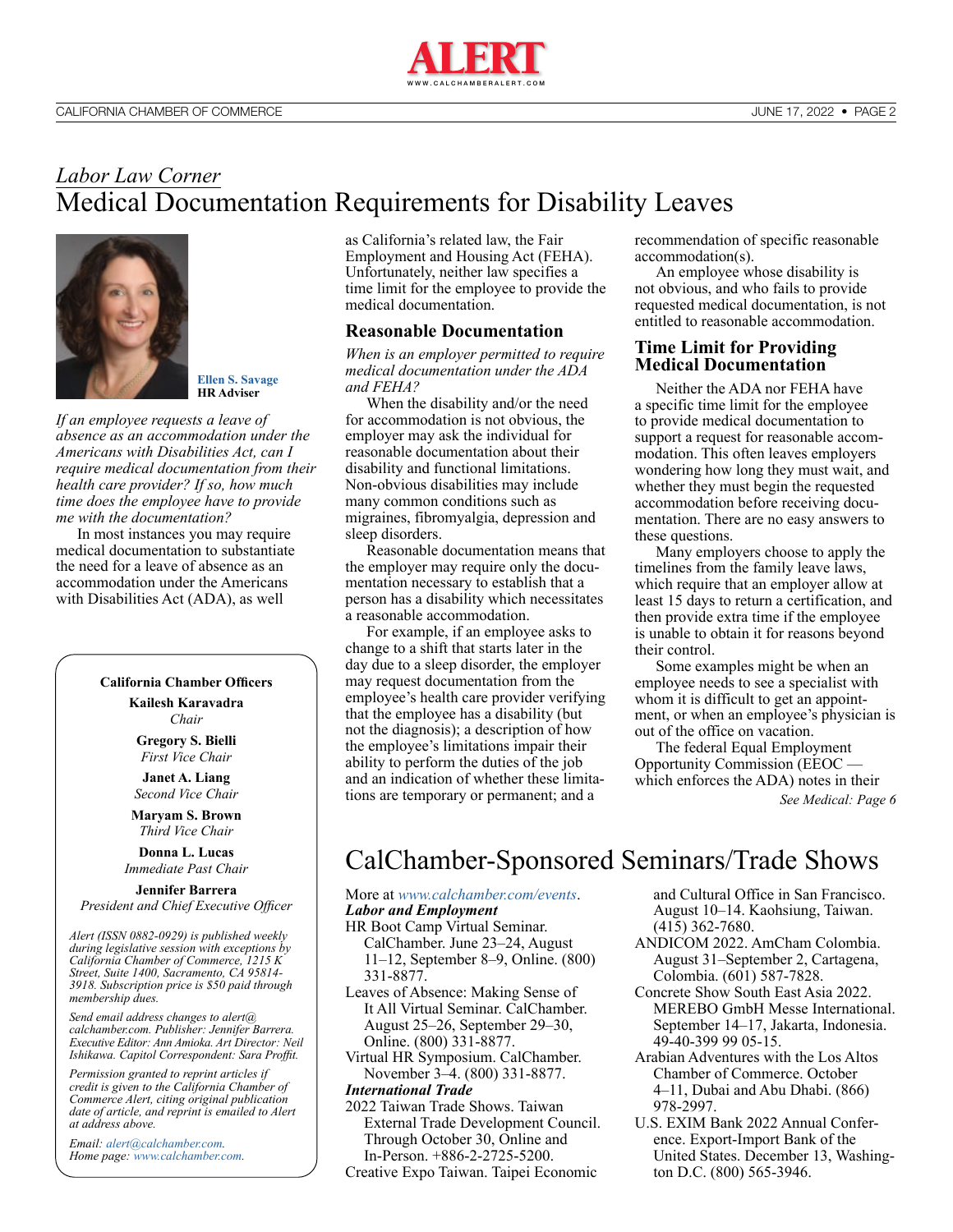*Labor Law Corner*

# Medical Documentation Requirements for Disability Leaves

**Ellen S. Savage**
**HR Adviser**

*If an employee requests a leave of absence as an accommodation under the Americans with Disabilities Act, can I require medical documentation from their health care provider? If so, how much time does the employee have to provide me with the documentation?*

In most instances you may require medical documentation to substantiate the need for a leave of absence as an accommodation under the Americans with Disabilities Act (ADA), as well as California's related law, the Fair Employment and Housing Act (FEHA). Unfortunately, neither law specifies a time limit for the employee to provide the medical documentation.

## Reasonable Documentation

*When is an employer permitted to require medical documentation under the ADA and FEHA?*

When the disability and/or the need for accommodation is not obvious, the employer may ask the individual for reasonable documentation about their disability and functional limitations. Non-obvious disabilities may include many common conditions such as migraines, fibromyalgia, depression and sleep disorders.

Reasonable documentation means that the employer may require only the documentation necessary to establish that a person has a disability which necessitates a reasonable accommodation.

For example, if an employee asks to change to a shift that starts later in the day due to a sleep disorder, the employer may request documentation from the employee's health care provider verifying that the employee has a disability (but not the diagnosis); a description of how the employee's limitations impair their ability to perform the duties of the job and an indication of whether these limitations are temporary or permanent; and a recommendation of specific reasonable accommodation(s).

An employee whose disability is not obvious, and who fails to provide requested medical documentation, is not entitled to reasonable accommodation.

## Time Limit for Providing Medical Documentation

Neither the ADA nor FEHA have a specific time limit for the employee to provide medical documentation to support a request for reasonable accommodation. This often leaves employers wondering how long they must wait, and whether they must begin the requested accommodation before receiving documentation. There are no easy answers to these questions.

Many employers choose to apply the timelines from the family leave laws, which require that an employer allow at least 15 days to return a certification, and then provide extra time if the employee is unable to obtain it for reasons beyond their control.

Some examples might be when an employee needs to see a specialist with whom it is difficult to get an appointment, or when an employee's physician is out of the office on vacation.

The federal Equal Employment Opportunity Commission (EEOC — which enforces the ADA) notes in their

*See Medical: Page 6*

---

**California Chamber Officers**

**Kailesh Karavadra**
*Chair*

**Gregory S. Bielli**
*First Vice Chair*

**Janet A. Liang**
*Second Vice Chair*

**Maryam S. Brown**
*Third Vice Chair*

**Donna L. Lucas**
*Immediate Past Chair*

**Jennifer Barrera**
*President and Chief Executive Officer*

*Alert (ISSN 0882-0929) is published weekly during legislative session with exceptions by California Chamber of Commerce, 1215 K Street, Suite 1400, Sacramento, CA 95814-3918. Subscription price is $50 paid through membership dues.*

*Send email address changes to alert@calchamber.com. Publisher: Jennifer Barrera. Executive Editor: Ann Amioka. Art Director: Neil Ishikawa. Capitol Correspondent: Sara Proffit.*

*Permission granted to reprint articles if credit is given to the California Chamber of Commerce Alert, citing original publication date of article, and reprint is emailed to Alert at address above.*

*Email: alert@calchamber.com.*
*Home page: www.calchamber.com.*

---

# CalChamber-Sponsored Seminars/Trade Shows

More at *www.calchamber.com/events*.

***Labor and Employment***

HR Boot Camp Virtual Seminar. CalChamber. June 23–24, August 11–12, September 8–9, Online. (800) 331-8877.

Leaves of Absence: Making Sense of It All Virtual Seminar. CalChamber. August 25–26, September 29–30, Online. (800) 331-8877.

Virtual HR Symposium. CalChamber. November 3–4. (800) 331-8877.

***International Trade***

2022 Taiwan Trade Shows. Taiwan External Trade Development Council. Through October 30, Online and In-Person. +886-2-2725-5200.

Creative Expo Taiwan. Taipei Economic and Cultural Office in San Francisco. August 10–14. Kaohsiung, Taiwan. (415) 362-7680.

ANDICOM 2022. AmCham Colombia. August 31–September 2, Cartagena, Colombia. (601) 587-7828.

Concrete Show South East Asia 2022. MEREBO GmbH Messe International. September 14–17, Jakarta, Indonesia. 49-40-399 99 05-15.

Arabian Adventures with the Los Altos Chamber of Commerce. October 4–11, Dubai and Abu Dhabi. (866) 978-2997.

U.S. EXIM Bank 2022 Annual Conference. Export-Import Bank of the United States. December 13, Washington D.C. (800) 565-3946.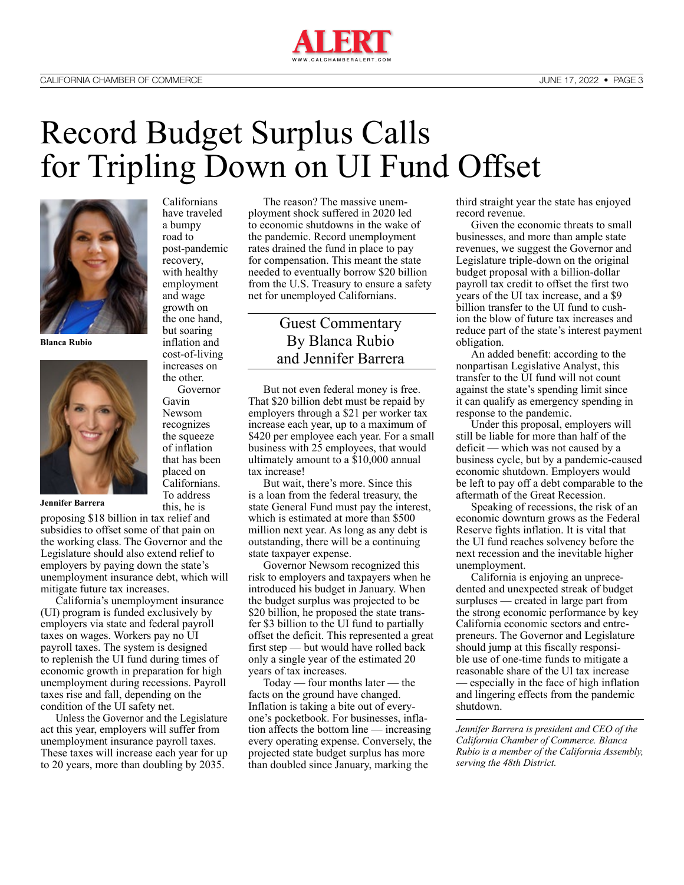# Record Budget Surplus Calls for Tripling Down on UI Fund Offset

**Blanca Rubio**

**Jennifer Barrera**

Guest Commentary
By Blanca Rubio
and Jennifer Barrera

Californians have traveled a bumpy road to post-pandemic recovery, with healthy employment and wage growth on the one hand, but soaring inflation and cost-of-living increases on the other.

Governor Gavin Newsom recognizes the squeeze of inflation that has been placed on Californians. To address this, he is proposing $18 billion in tax relief and subsidies to offset some of that pain on the working class. The Governor and the Legislature should also extend relief to employers by paying down the state's unemployment insurance debt, which will mitigate future tax increases.

California's unemployment insurance (UI) program is funded exclusively by employers via state and federal payroll taxes on wages. Workers pay no UI payroll taxes. The system is designed to replenish the UI fund during times of economic growth in preparation for high unemployment during recessions. Payroll taxes rise and fall, depending on the condition of the UI safety net.

Unless the Governor and the Legislature act this year, employers will suffer from unemployment insurance payroll taxes. These taxes will increase each year for up to 20 years, more than doubling by 2035.

The reason? The massive unemployment shock suffered in 2020 led to economic shutdowns in the wake of the pandemic. Record unemployment rates drained the fund in place to pay for compensation. This meant the state needed to eventually borrow $20 billion from the U.S. Treasury to ensure a safety net for unemployed Californians.

But not even federal money is free. That $20 billion debt must be repaid by employers through a $21 per worker tax increase each year, up to a maximum of $420 per employee each year. For a small business with 25 employees, that would ultimately amount to a $10,000 annual tax increase!

But wait, there's more. Since this is a loan from the federal treasury, the state General Fund must pay the interest, which is estimated at more than $500 million next year. As long as any debt is outstanding, there will be a continuing state taxpayer expense.

Governor Newsom recognized this risk to employers and taxpayers when he introduced his budget in January. When the budget surplus was projected to be $20 billion, he proposed the state transfer $3 billion to the UI fund to partially offset the deficit. This represented a great first step — but would have rolled back only a single year of the estimated 20 years of tax increases.

Today — four months later — the facts on the ground have changed. Inflation is taking a bite out of everyone's pocketbook. For businesses, inflation affects the bottom line — increasing every operating expense. Conversely, the projected state budget surplus has more than doubled since January, marking the third straight year the state has enjoyed record revenue.

Given the economic threats to small businesses, and more than ample state revenues, we suggest the Governor and Legislature triple-down on the original budget proposal with a billion-dollar payroll tax credit to offset the first two years of the UI tax increase, and a $9 billion transfer to the UI fund to cushion the blow of future tax increases and reduce part of the state's interest payment obligation.

An added benefit: according to the nonpartisan Legislative Analyst, this transfer to the UI fund will not count against the state's spending limit since it can qualify as emergency spending in response to the pandemic.

Under this proposal, employers will still be liable for more than half of the deficit — which was not caused by a business cycle, but by a pandemic-caused economic shutdown. Employers would be left to pay off a debt comparable to the aftermath of the Great Recession.

Speaking of recessions, the risk of an economic downturn grows as the Federal Reserve fights inflation. It is vital that the UI fund reaches solvency before the next recession and the inevitable higher unemployment.

California is enjoying an unprecedented and unexpected streak of budget surpluses — created in large part from the strong economic performance by key California economic sectors and entrepreneurs. The Governor and Legislature should jump at this fiscally responsible use of one-time funds to mitigate a reasonable share of the UI tax increase — especially in the face of high inflation and lingering effects from the pandemic shutdown.

---

*Jennifer Barrera is president and CEO of the California Chamber of Commerce. Blanca Rubio is a member of the California Assembly, serving the 48th District.*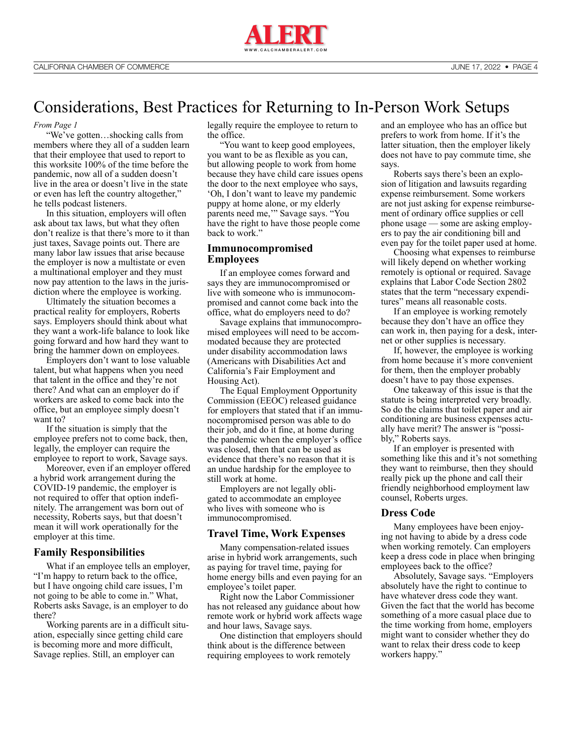# Considerations, Best Practices for Returning to In-Person Work Setups

*From Page 1*

"We've gotten…shocking calls from members where they all of a sudden learn that their employee that used to report to this worksite 100% of the time before the pandemic, now all of a sudden doesn't live in the area or doesn't live in the state or even has left the country altogether," he tells podcast listeners.

In this situation, employers will often ask about tax laws, but what they often don't realize is that there's more to it than just taxes, Savage points out. There are many labor law issues that arise because the employer is now a multistate or even a multinational employer and they must now pay attention to the laws in the jurisdiction where the employee is working.

Ultimately the situation becomes a practical reality for employers, Roberts says. Employers should think about what they want a work-life balance to look like going forward and how hard they want to bring the hammer down on employees.

Employers don't want to lose valuable talent, but what happens when you need that talent in the office and they're not there? And what can an employer do if workers are asked to come back into the office, but an employee simply doesn't want to?

If the situation is simply that the employee prefers not to come back, then, legally, the employer can require the employee to report to work, Savage says.

Moreover, even if an employer offered a hybrid work arrangement during the COVID-19 pandemic, the employer is not required to offer that option indefinitely. The arrangement was born out of necessity, Roberts says, but that doesn't mean it will work operationally for the employer at this time.

## Family Responsibilities

What if an employee tells an employer, "I'm happy to return back to the office, but I have ongoing child care issues, I'm not going to be able to come in." What, Roberts asks Savage, is an employer to do there?

Working parents are in a difficult situation, especially since getting child care is becoming more and more difficult, Savage replies. Still, an employer can legally require the employee to return to the office.

"You want to keep good employees, you want to be as flexible as you can, but allowing people to work from home because they have child care issues opens the door to the next employee who says, 'Oh, I don't want to leave my pandemic puppy at home alone, or my elderly parents need me,'" Savage says. "You have the right to have those people come back to work."

## Immunocompromised Employees

If an employee comes forward and says they are immunocompromised or live with someone who is immunocompromised and cannot come back into the office, what do employers need to do?

Savage explains that immunocompromised employees will need to be accommodated because they are protected under disability accommodation laws (Americans with Disabilities Act and California's Fair Employment and Housing Act).

The Equal Employment Opportunity Commission (EEOC) released guidance for employers that stated that if an immunocompromised person was able to do their job, and do it fine, at home during the pandemic when the employer's office was closed, then that can be used as evidence that there's no reason that it is an undue hardship for the employee to still work at home.

Employers are not legally obligated to accommodate an employee who lives with someone who is immunocompromised.

## Travel Time, Work Expenses

Many compensation-related issues arise in hybrid work arrangements, such as paying for travel time, paying for home energy bills and even paying for an employee's toilet paper.

Right now the Labor Commissioner has not released any guidance about how remote work or hybrid work affects wage and hour laws, Savage says.

One distinction that employers should think about is the difference between requiring employees to work remotely and an employee who has an office but prefers to work from home. If it's the latter situation, then the employer likely does not have to pay commute time, she says.

Roberts says there's been an explosion of litigation and lawsuits regarding expense reimbursement. Some workers are not just asking for expense reimbursement of ordinary office supplies or cell phone usage — some are asking employers to pay the air conditioning bill and even pay for the toilet paper used at home.

Choosing what expenses to reimburse will likely depend on whether working remotely is optional or required. Savage explains that Labor Code Section 2802 states that the term "necessary expenditures" means all reasonable costs.

If an employee is working remotely because they don't have an office they can work in, then paying for a desk, internet or other supplies is necessary.

If, however, the employee is working from home because it's more convenient for them, then the employer probably doesn't have to pay those expenses.

One takeaway of this issue is that the statute is being interpreted very broadly. So do the claims that toilet paper and air conditioning are business expenses actually have merit? The answer is "possibly," Roberts says.

If an employer is presented with something like this and it's not something they want to reimburse, then they should really pick up the phone and call their friendly neighborhood employment law counsel, Roberts urges.

## Dress Code

Many employees have been enjoying not having to abide by a dress code when working remotely. Can employers keep a dress code in place when bringing employees back to the office?

Absolutely, Savage says. "Employers absolutely have the right to continue to have whatever dress code they want. Given the fact that the world has become something of a more casual place due to the time working from home, employers might want to consider whether they do want to relax their dress code to keep workers happy."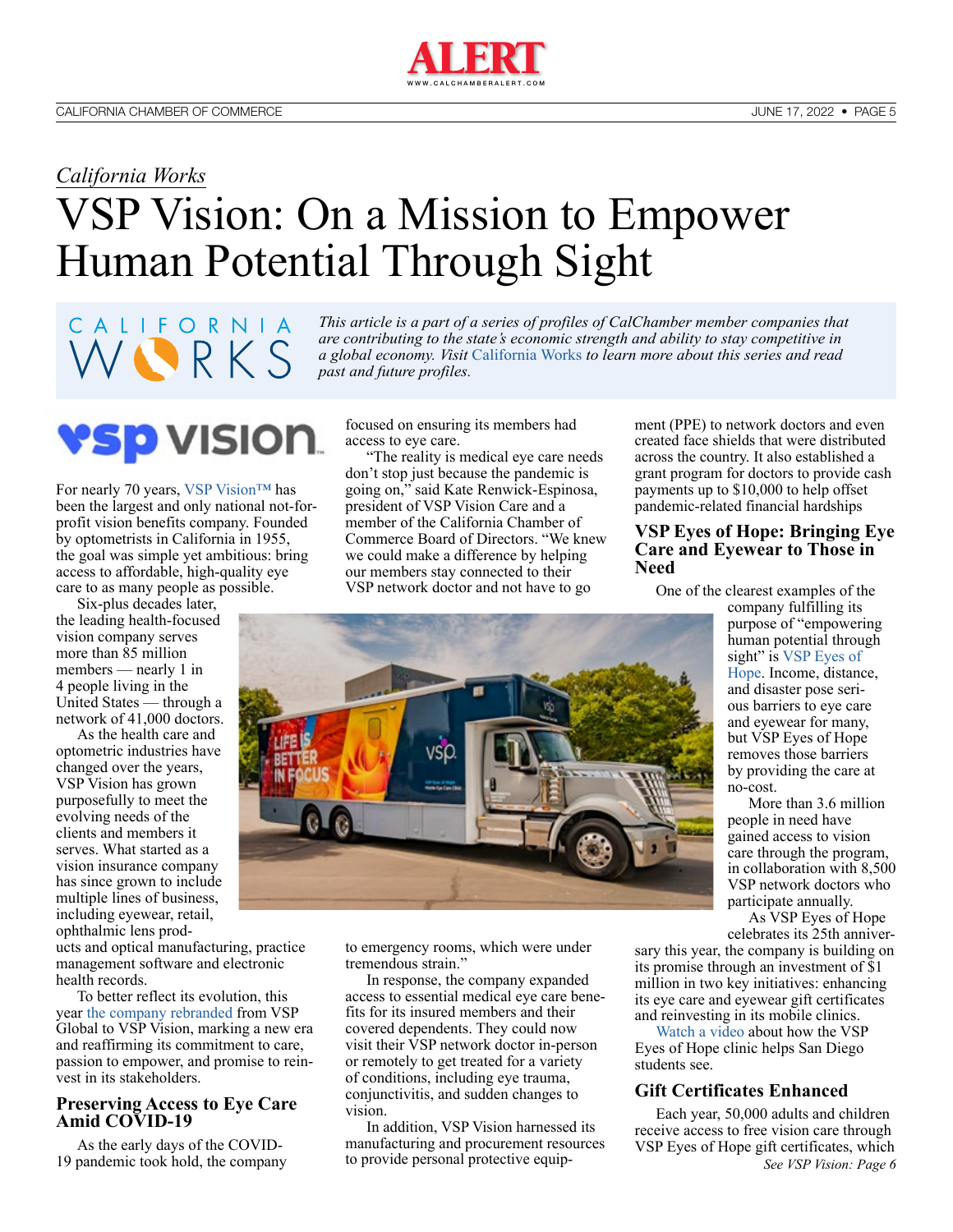*California Works*

# VSP Vision: On a Mission to Empower Human Potential Through Sight

*This article is a part of a series of profiles of CalChamber member companies that are contributing to the state's economic strength and ability to stay competitive in a global economy. Visit California Works to learn more about this series and read past and future profiles.*

For nearly 70 years, VSP Vision™ has been the largest and only national not-for-profit vision benefits company. Founded by optometrists in California in 1955, the goal was simple yet ambitious: bring access to affordable, high-quality eye care to as many people as possible.

Six-plus decades later, the leading health-focused vision company serves more than 85 million members — nearly 1 in 4 people living in the United States — through a network of 41,000 doctors.

As the health care and optometric industries have changed over the years, VSP Vision has grown purposefully to meet the evolving needs of the clients and members it serves. What started as a vision insurance company has since grown to include multiple lines of business, including eyewear, retail, ophthalmic lens products and optical manufacturing, practice management software and electronic health records.

To better reflect its evolution, this year the company rebranded from VSP Global to VSP Vision, marking a new era and reaffirming its commitment to care, passion to empower, and promise to reinvest in its stakeholders.

## Preserving Access to Eye Care Amid COVID-19

As the early days of the COVID-19 pandemic took hold, the company focused on ensuring its members had access to eye care.

"The reality is medical eye care needs don't stop just because the pandemic is going on," said Kate Renwick-Espinosa, president of VSP Vision Care and a member of the California Chamber of Commerce Board of Directors. "We knew we could make a difference by helping our members stay connected to their VSP network doctor and not have to go to emergency rooms, which were under tremendous strain."

In response, the company expanded access to essential medical eye care benefits for its insured members and their covered dependents. They could now visit their VSP network doctor in-person or remotely to get treated for a variety of conditions, including eye trauma, conjunctivitis, and sudden changes to vision.

In addition, VSP Vision harnessed its manufacturing and procurement resources to provide personal protective equipment (PPE) to network doctors and even created face shields that were distributed across the country. It also established a grant program for doctors to provide cash payments up to $10,000 to help offset pandemic-related financial hardships

## VSP Eyes of Hope: Bringing Eye Care and Eyewear to Those in Need

One of the clearest examples of the company fulfilling its purpose of "empowering human potential through sight" is VSP Eyes of Hope. Income, distance, and disaster pose serious barriers to eye care and eyewear for many, but VSP Eyes of Hope removes those barriers by providing the care at no-cost.

More than 3.6 million people in need have gained access to vision care through the program, in collaboration with 8,500 VSP network doctors who participate annually.

As VSP Eyes of Hope celebrates its 25th anniversary this year, the company is building on its promise through an investment of $1 million in two key initiatives: enhancing its eye care and eyewear gift certificates and reinvesting in its mobile clinics.

Watch a video about how the VSP Eyes of Hope clinic helps San Diego students see.

## Gift Certificates Enhanced

Each year, 50,000 adults and children receive access to free vision care through VSP Eyes of Hope gift certificates, which

*See VSP Vision: Page 6*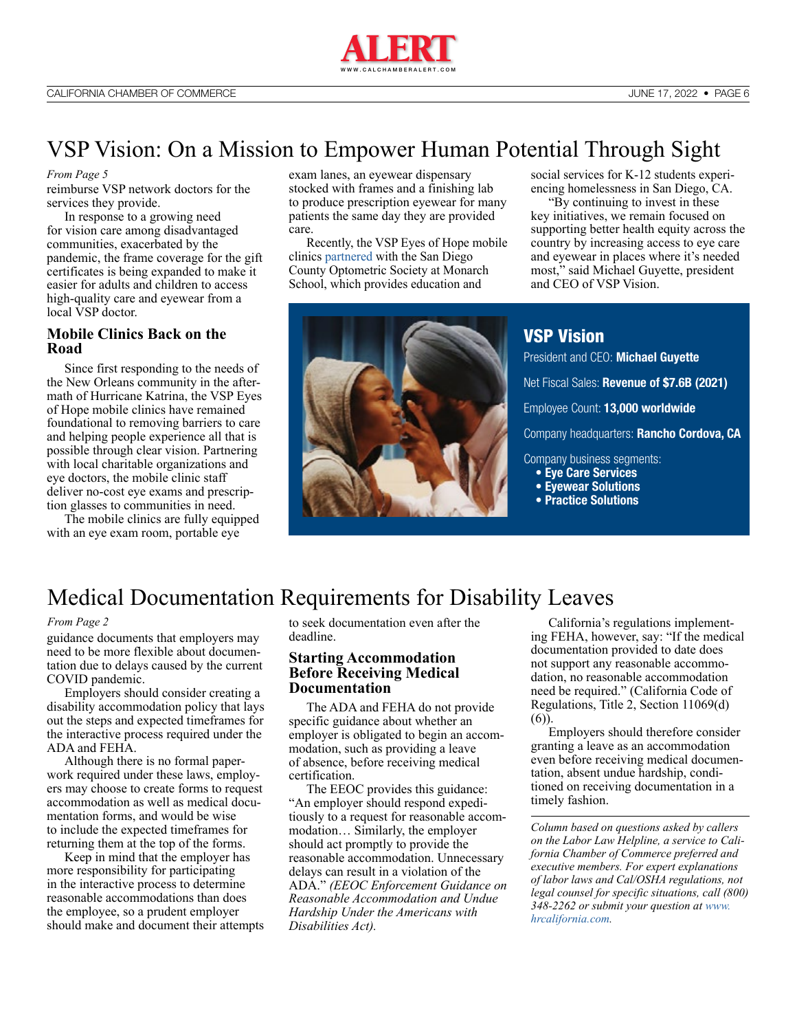# VSP Vision: On a Mission to Empower Human Potential Through Sight

*From Page 5*

reimburse VSP network doctors for the services they provide.

In response to a growing need for vision care among disadvantaged communities, exacerbated by the pandemic, the frame coverage for the gift certificates is being expanded to make it easier for adults and children to access high-quality care and eyewear from a local VSP doctor.

## Mobile Clinics Back on the Road

Since first responding to the needs of the New Orleans community in the aftermath of Hurricane Katrina, the VSP Eyes of Hope mobile clinics have remained foundational to removing barriers to care and helping people experience all that is possible through clear vision. Partnering with local charitable organizations and eye doctors, the mobile clinic staff deliver no-cost eye exams and prescription glasses to communities in need.

The mobile clinics are fully equipped with an eye exam room, portable eye exam lanes, an eyewear dispensary stocked with frames and a finishing lab to produce prescription eyewear for many patients the same day they are provided care.

Recently, the VSP Eyes of Hope mobile clinics partnered with the San Diego County Optometric Society at Monarch School, which provides education and social services for K-12 students experiencing homelessness in San Diego, CA.

"By continuing to invest in these key initiatives, we remain focused on supporting better health equity across the country by increasing access to eye care and eyewear in places where it's needed most," said Michael Guyette, president and CEO of VSP Vision.

## VSP Vision

President and CEO: **Michael Guyette**

Net Fiscal Sales: **Revenue of $7.6B (2021)**

Employee Count: **13,000 worldwide**

Company headquarters: **Rancho Cordova, CA**

Company business segments:

- **Eye Care Services**
- **Eyewear Solutions**
- **Practice Solutions**

# Medical Documentation Requirements for Disability Leaves

*From Page 2*

guidance documents that employers may need to be more flexible about documentation due to delays caused by the current COVID pandemic.

Employers should consider creating a disability accommodation policy that lays out the steps and expected timeframes for the interactive process required under the ADA and FEHA.

Although there is no formal paperwork required under these laws, employers may choose to create forms to request accommodation as well as medical documentation forms, and would be wise to include the expected timeframes for returning them at the top of the forms.

Keep in mind that the employer has more responsibility for participating in the interactive process to determine reasonable accommodations than does the employee, so a prudent employer should make and document their attempts to seek documentation even after the deadline.

## Starting Accommodation Before Receiving Medical Documentation

The ADA and FEHA do not provide specific guidance about whether an employer is obligated to begin an accommodation, such as providing a leave of absence, before receiving medical certification.

The EEOC provides this guidance: "An employer should respond expeditiously to a request for reasonable accommodation… Similarly, the employer should act promptly to provide the reasonable accommodation. Unnecessary delays can result in a violation of the ADA." *(EEOC Enforcement Guidance on Reasonable Accommodation and Undue Hardship Under the Americans with Disabilities Act).*

California's regulations implementing FEHA, however, say: "If the medical documentation provided to date does not support any reasonable accommodation, no reasonable accommodation need be required." (California Code of Regulations, Title 2, Section 11069(d)(6)).

Employers should therefore consider granting a leave as an accommodation even before receiving medical documentation, absent undue hardship, conditioned on receiving documentation in a timely fashion.

*Column based on questions asked by callers on the Labor Law Helpline, a service to California Chamber of Commerce preferred and executive members. For expert explanations of labor laws and Cal/OSHA regulations, not legal counsel for specific situations, call (800) 348-2262 or submit your question at www.hrcalifornia.com.*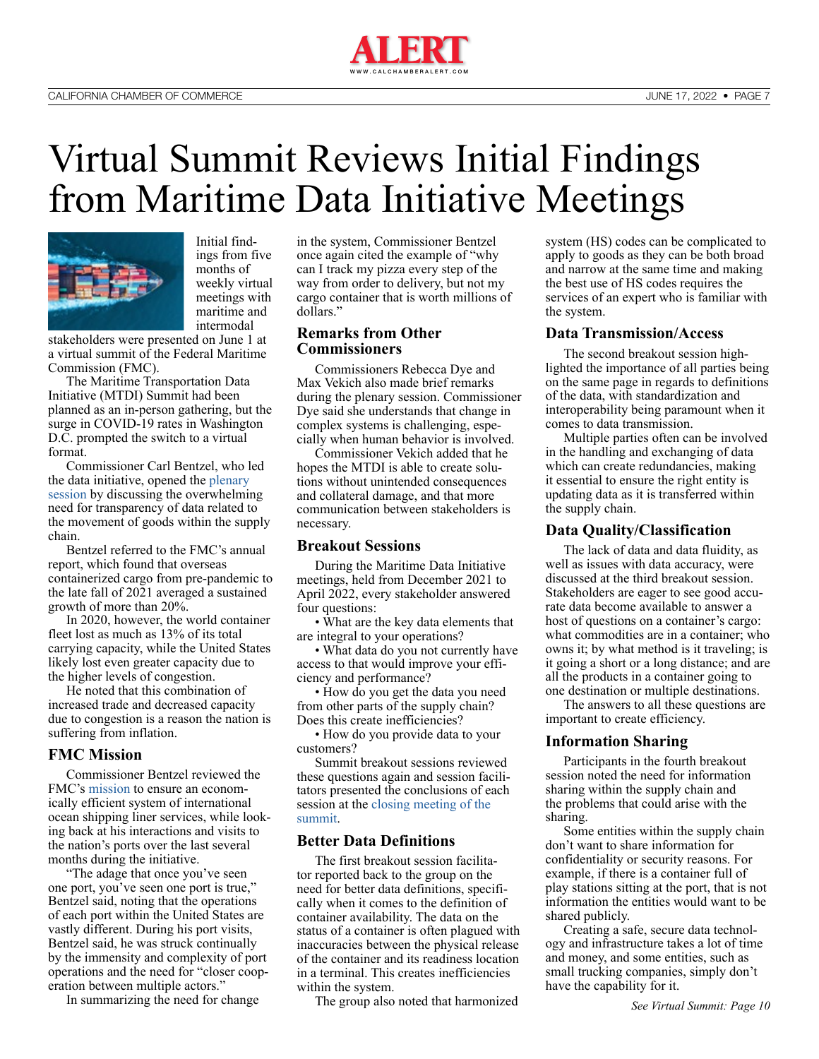# Virtual Summit Reviews Initial Findings from Maritime Data Initiative Meetings

Initial findings from five months of weekly virtual meetings with maritime and intermodal stakeholders were presented on June 1 at a virtual summit of the Federal Maritime Commission (FMC).

The Maritime Transportation Data Initiative (MTDI) Summit had been planned as an in-person gathering, but the surge in COVID-19 rates in Washington D.C. prompted the switch to a virtual format.

Commissioner Carl Bentzel, who led the data initiative, opened the plenary session by discussing the overwhelming need for transparency of data related to the movement of goods within the supply chain.

Bentzel referred to the FMC's annual report, which found that overseas containerized cargo from pre-pandemic to the late fall of 2021 averaged a sustained growth of more than 20%.

In 2020, however, the world container fleet lost as much as 13% of its total carrying capacity, while the United States likely lost even greater capacity due to the higher levels of congestion.

He noted that this combination of increased trade and decreased capacity due to congestion is a reason the nation is suffering from inflation.

## FMC Mission

Commissioner Bentzel reviewed the FMC's mission to ensure an economically efficient system of international ocean shipping liner services, while looking back at his interactions and visits to the nation's ports over the last several months during the initiative.

"The adage that once you've seen one port, you've seen one port is true," Bentzel said, noting that the operations of each port within the United States are vastly different. During his port visits, Bentzel said, he was struck continually by the immensity and complexity of port operations and the need for "closer cooperation between multiple actors."

In summarizing the need for change in the system, Commissioner Bentzel once again cited the example of "why can I track my pizza every step of the way from order to delivery, but not my cargo container that is worth millions of dollars."

## Remarks from Other Commissioners

Commissioners Rebecca Dye and Max Vekich also made brief remarks during the plenary session. Commissioner Dye said she understands that change in complex systems is challenging, especially when human behavior is involved.

Commissioner Vekich added that he hopes the MTDI is able to create solutions without unintended consequences and collateral damage, and that more communication between stakeholders is necessary.

## Breakout Sessions

During the Maritime Data Initiative meetings, held from December 2021 to April 2022, every stakeholder answered four questions:

- What are the key data elements that are integral to your operations?
- What data do you not currently have access to that would improve your efficiency and performance?
- How do you get the data you need from other parts of the supply chain? Does this create inefficiencies?
- How do you provide data to your customers?

Summit breakout sessions reviewed these questions again and session facilitators presented the conclusions of each session at the closing meeting of the summit.

## Better Data Definitions

The first breakout session facilitator reported back to the group on the need for better data definitions, specifically when it comes to the definition of container availability. The data on the status of a container is often plagued with inaccuracies between the physical release of the container and its readiness location in a terminal. This creates inefficiencies within the system.

The group also noted that harmonized system (HS) codes can be complicated to apply to goods as they can be both broad and narrow at the same time and making the best use of HS codes requires the services of an expert who is familiar with the system.

## Data Transmission/Access

The second breakout session highlighted the importance of all parties being on the same page in regards to definitions of the data, with standardization and interoperability being paramount when it comes to data transmission.

Multiple parties often can be involved in the handling and exchanging of data which can create redundancies, making it essential to ensure the right entity is updating data as it is transferred within the supply chain.

## Data Quality/Classification

The lack of data and data fluidity, as well as issues with data accuracy, were discussed at the third breakout session. Stakeholders are eager to see good accurate data become available to answer a host of questions on a container's cargo: what commodities are in a container; who owns it; by what method is it traveling; is it going a short or a long distance; and are all the products in a container going to one destination or multiple destinations.

The answers to all these questions are important to create efficiency.

## Information Sharing

Participants in the fourth breakout session noted the need for information sharing within the supply chain and the problems that could arise with the sharing.

Some entities within the supply chain don't want to share information for confidentiality or security reasons. For example, if there is a container full of play stations sitting at the port, that is not information the entities would want to be shared publicly.

Creating a safe, secure data technology and infrastructure takes a lot of time and money, and some entities, such as small trucking companies, simply don't have the capability for it.

*See Virtual Summit: Page 10*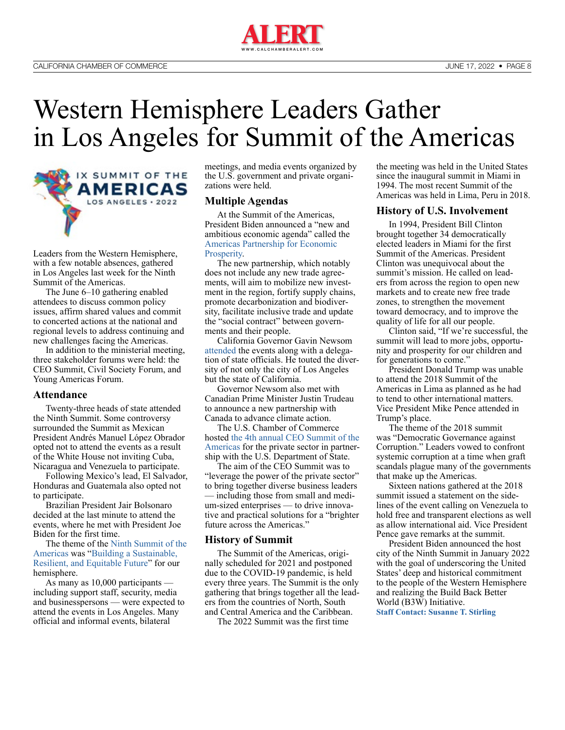# Western Hemisphere Leaders Gather in Los Angeles for Summit of the Americas

Leaders from the Western Hemisphere, with a few notable absences, gathered in Los Angeles last week for the Ninth Summit of the Americas.

The June 6–10 gathering enabled attendees to discuss common policy issues, affirm shared values and commit to concerted actions at the national and regional levels to address continuing and new challenges facing the Americas.

In addition to the ministerial meeting, three stakeholder forums were held: the CEO Summit, Civil Society Forum, and Young Americas Forum.

## Attendance

Twenty-three heads of state attended the Ninth Summit. Some controversy surrounded the Summit as Mexican President Andrés Manuel López Obrador opted not to attend the events as a result of the White House not inviting Cuba, Nicaragua and Venezuela to participate.

Following Mexico's lead, El Salvador, Honduras and Guatemala also opted not to participate.

Brazilian President Jair Bolsonaro decided at the last minute to attend the events, where he met with President Joe Biden for the first time.

The theme of the Ninth Summit of the Americas was "Building a Sustainable, Resilient, and Equitable Future" for our hemisphere.

As many as 10,000 participants — including support staff, security, media and businesspersons — were expected to attend the events in Los Angeles. Many official and informal events, bilateral meetings, and media events organized by the U.S. government and private organizations were held.

## Multiple Agendas

At the Summit of the Americas, President Biden announced a "new and ambitious economic agenda" called the Americas Partnership for Economic Prosperity.

The new partnership, which notably does not include any new trade agreements, will aim to mobilize new investment in the region, fortify supply chains, promote decarbonization and biodiversity, facilitate inclusive trade and update the "social contract" between governments and their people.

California Governor Gavin Newsom attended the events along with a delegation of state officials. He touted the diversity of not only the city of Los Angeles but the state of California.

Governor Newsom also met with Canadian Prime Minister Justin Trudeau to announce a new partnership with Canada to advance climate action.

The U.S. Chamber of Commerce hosted the 4th annual CEO Summit of the Americas for the private sector in partnership with the U.S. Department of State.

The aim of the CEO Summit was to "leverage the power of the private sector" to bring together diverse business leaders — including those from small and medium-sized enterprises — to drive innovative and practical solutions for a "brighter future across the Americas."

## History of Summit

The Summit of the Americas, originally scheduled for 2021 and postponed due to the COVID-19 pandemic, is held every three years. The Summit is the only gathering that brings together all the leaders from the countries of North, South and Central America and the Caribbean.

The 2022 Summit was the first time the meeting was held in the United States since the inaugural summit in Miami in 1994. The most recent Summit of the Americas was held in Lima, Peru in 2018.

## History of U.S. Involvement

In 1994, President Bill Clinton brought together 34 democratically elected leaders in Miami for the first Summit of the Americas. President Clinton was unequivocal about the summit's mission. He called on leaders from across the region to open new markets and to create new free trade zones, to strengthen the movement toward democracy, and to improve the quality of life for all our people.

Clinton said, "If we're successful, the summit will lead to more jobs, opportunity and prosperity for our children and for generations to come."

President Donald Trump was unable to attend the 2018 Summit of the Americas in Lima as planned as he had to tend to other international matters. Vice President Mike Pence attended in Trump's place.

The theme of the 2018 summit was "Democratic Governance against Corruption." Leaders vowed to confront systemic corruption at a time when graft scandals plague many of the governments that make up the Americas.

Sixteen nations gathered at the 2018 summit issued a statement on the sidelines of the event calling on Venezuela to hold free and transparent elections as well as allow international aid. Vice President Pence gave remarks at the summit.

President Biden announced the host city of the Ninth Summit in January 2022 with the goal of underscoring the United States' deep and historical commitment to the people of the Western Hemisphere and realizing the Build Back Better World (B3W) Initiative.

**Staff Contact: Susanne T. Stirling**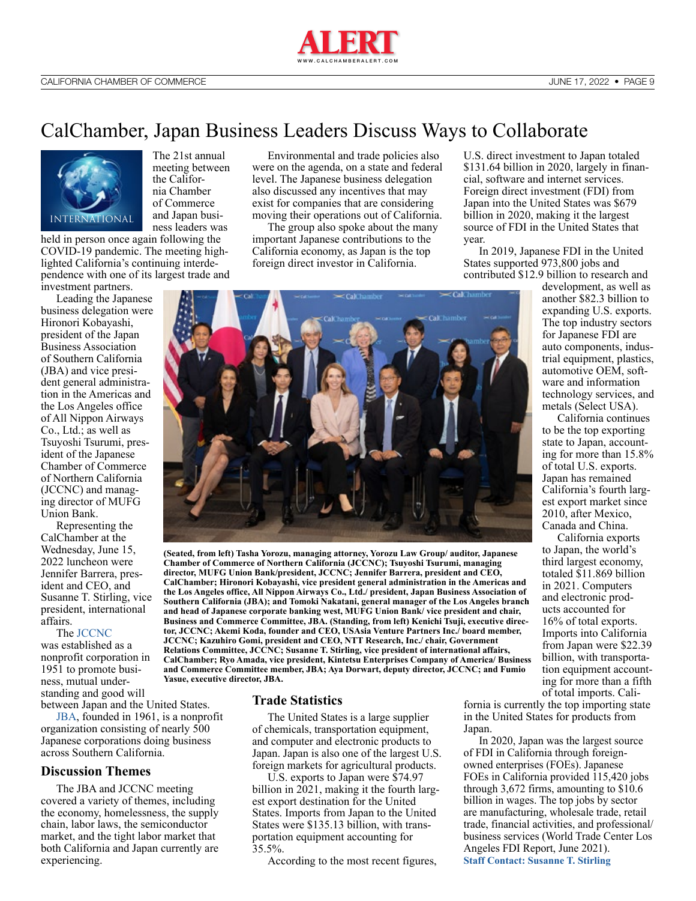# CalChamber, Japan Business Leaders Discuss Ways to Collaborate

INTERNATIONAL

The 21st annual meeting between the California Chamber of Commerce and Japan business leaders was held in person once again following the COVID-19 pandemic. The meeting highlighted California's continuing interdependence with one of its largest trade and investment partners.

Leading the Japanese business delegation were Hironori Kobayashi, president of the Japan Business Association of Southern California (JBA) and vice president general administration in the Americas and the Los Angeles office of All Nippon Airways Co., Ltd.; as well as Tsuyoshi Tsurumi, president of the Japanese Chamber of Commerce of Northern California (JCCNC) and managing director of MUFG Union Bank.

Representing the CalChamber at the Wednesday, June 15, 2022 luncheon were Jennifer Barrera, president and CEO, and Susanne T. Stirling, vice president, international affairs.

The JCCNC was established as a nonprofit corporation in 1951 to promote business, mutual understanding and good will between Japan and the United States.

JBA, founded in 1961, is a nonprofit organization consisting of nearly 500 Japanese corporations doing business across Southern California.

## Discussion Themes

The JBA and JCCNC meeting covered a variety of themes, including the economy, homelessness, the supply chain, labor laws, the semiconductor market, and the tight labor market that both California and Japan currently are experiencing.

Environmental and trade policies also were on the agenda, on a state and federal level. The Japanese business delegation also discussed any incentives that may exist for companies that are considering moving their operations out of California.

The group also spoke about the many important Japanese contributions to the California economy, as Japan is the top foreign direct investor in California.

**(Seated, from left) Tasha Yorozu, managing attorney, Yorozu Law Group/ auditor, Japanese Chamber of Commerce of Northern California (JCCNC); Tsuyoshi Tsurumi, managing director, MUFG Union Bank/president, JCCNC; Jennifer Barrera, president and CEO, CalChamber; Hironori Kobayashi, vice president general administration in the Americas and the Los Angeles office, All Nippon Airways Co., Ltd./ president, Japan Business Association of Southern California (JBA); and Tomoki Nakatani, general manager of the Los Angeles branch and head of Japanese corporate banking west, MUFG Union Bank/ vice president and chair, Business and Commerce Committee, JBA. (Standing, from left) Kenichi Tsuji, executive director, JCCNC; Akemi Koda, founder and CEO, USAsia Venture Partners Inc./ board member, JCCNC; Kazuhiro Gomi, president and CEO, NTT Research, Inc./ chair, Government Relations Committee, JCCNC; Susanne T. Stirling, vice president of international affairs, CalChamber; Ryo Amada, vice president, Kintetsu Enterprises Company of America/ Business and Commerce Committee member, JBA; Aya Dorwart, deputy director, JCCNC; and Fumio Yasue, executive director, JBA.**

## Trade Statistics

The United States is a large supplier of chemicals, transportation equipment, and computer and electronic products to Japan. Japan is also one of the largest U.S. foreign markets for agricultural products.

U.S. exports to Japan were $74.97 billion in 2021, making it the fourth largest export destination for the United States. Imports from Japan to the United States were $135.13 billion, with transportation equipment accounting for 35.5%.

According to the most recent figures, U.S. direct investment to Japan totaled $131.64 billion in 2020, largely in financial, software and internet services. Foreign direct investment (FDI) from Japan into the United States was $679 billion in 2020, making it the largest source of FDI in the United States that year.

In 2019, Japanese FDI in the United States supported 973,800 jobs and contributed $12.9 billion to research and development, as well as another $82.3 billion to expanding U.S. exports. The top industry sectors for Japanese FDI are auto components, industrial equipment, plastics, automotive OEM, software and information technology services, and metals (Select USA).

California continues to be the top exporting state to Japan, accounting for more than 15.8% of total U.S. exports. Japan has remained California's fourth largest export market since 2010, after Mexico, Canada and China.

California exports to Japan, the world's third largest economy, totaled $11.869 billion in 2021. Computers and electronic products accounted for 16% of total exports. Imports into California from Japan were $22.39 billion, with transportation equipment accounting for more than a fifth of total imports. California is currently the top importing state in the United States for products from Japan.

In 2020, Japan was the largest source of FDI in California through foreign-owned enterprises (FOEs). Japanese FOEs in California provided 115,420 jobs through 3,672 firms, amounting to $10.6 billion in wages. The top jobs by sector are manufacturing, wholesale trade, retail trade, financial activities, and professional/business services (World Trade Center Los Angeles FDI Report, June 2021).

**Staff Contact: Susanne T. Stirling**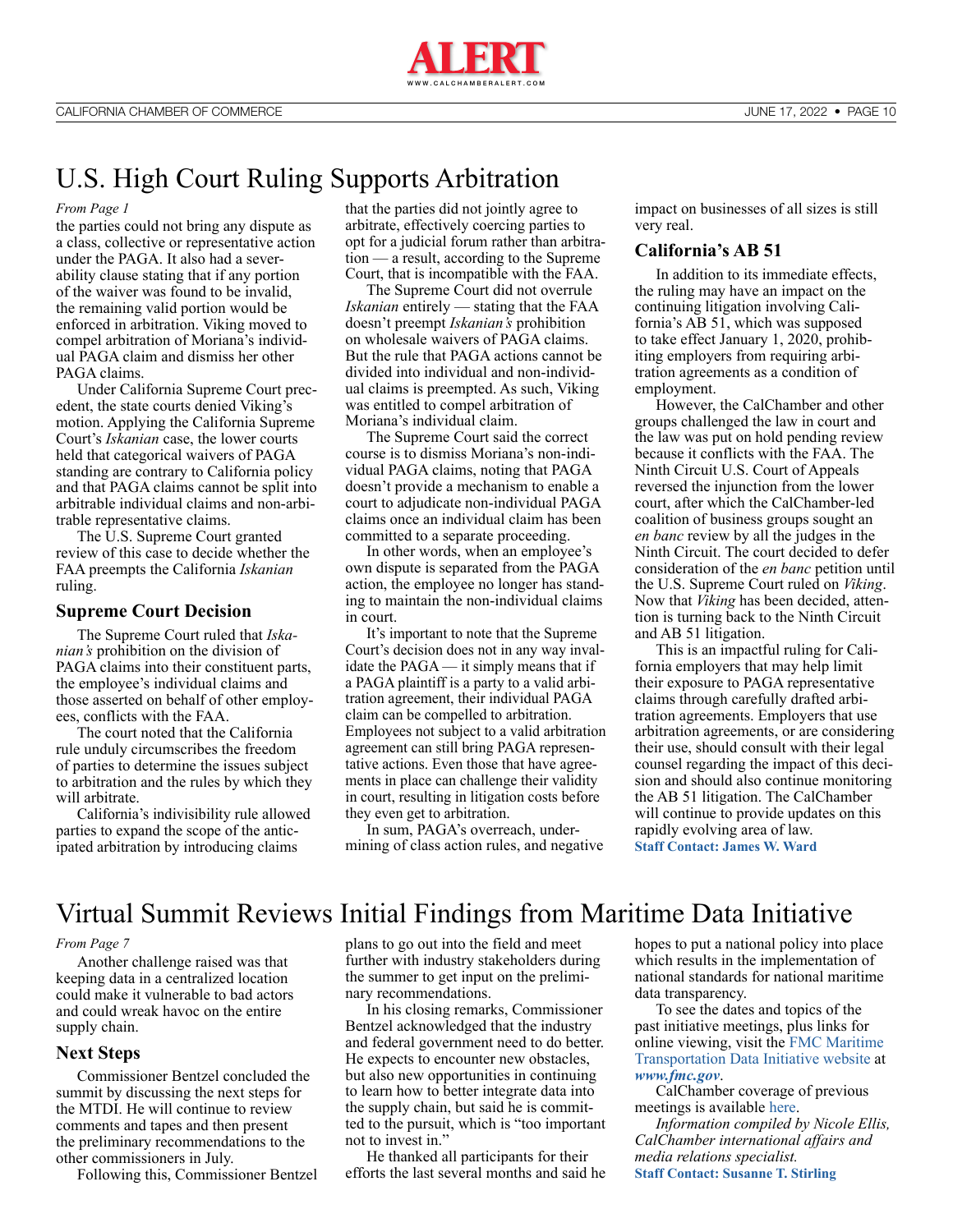# U.S. High Court Ruling Supports Arbitration

*From Page 1*

the parties could not bring any dispute as a class, collective or representative action under the PAGA. It also had a severability clause stating that if any portion of the waiver was found to be invalid, the remaining valid portion would be enforced in arbitration. Viking moved to compel arbitration of Moriana's individual PAGA claim and dismiss her other PAGA claims.

Under California Supreme Court precedent, the state courts denied Viking's motion. Applying the California Supreme Court's *Iskanian* case, the lower courts held that categorical waivers of PAGA standing are contrary to California policy and that PAGA claims cannot be split into arbitrable individual claims and non-arbitrable representative claims.

The U.S. Supreme Court granted review of this case to decide whether the FAA preempts the California *Iskanian* ruling.

## Supreme Court Decision

The Supreme Court ruled that *Iskanian's* prohibition on the division of PAGA claims into their constituent parts, the employee's individual claims and those asserted on behalf of other employees, conflicts with the FAA.

The court noted that the California rule unduly circumscribes the freedom of parties to determine the issues subject to arbitration and the rules by which they will arbitrate.

California's indivisibility rule allowed parties to expand the scope of the anticipated arbitration by introducing claims that the parties did not jointly agree to arbitrate, effectively coercing parties to opt for a judicial forum rather than arbitration — a result, according to the Supreme Court, that is incompatible with the FAA.

The Supreme Court did not overrule *Iskanian* entirely — stating that the FAA doesn't preempt *Iskanian's* prohibition on wholesale waivers of PAGA claims. But the rule that PAGA actions cannot be divided into individual and non-individual claims is preempted. As such, Viking was entitled to compel arbitration of Moriana's individual claim.

The Supreme Court said the correct course is to dismiss Moriana's non-individual PAGA claims, noting that PAGA doesn't provide a mechanism to enable a court to adjudicate non-individual PAGA claims once an individual claim has been committed to a separate proceeding.

In other words, when an employee's own dispute is separated from the PAGA action, the employee no longer has standing to maintain the non-individual claims in court.

It's important to note that the Supreme Court's decision does not in any way invalidate the PAGA — it simply means that if a PAGA plaintiff is a party to a valid arbitration agreement, their individual PAGA claim can be compelled to arbitration. Employees not subject to a valid arbitration agreement can still bring PAGA representative actions. Even those that have agreements in place can challenge their validity in court, resulting in litigation costs before they even get to arbitration.

In sum, PAGA's overreach, undermining of class action rules, and negative impact on businesses of all sizes is still very real.

## California's AB 51

In addition to its immediate effects, the ruling may have an impact on the continuing litigation involving California's AB 51, which was supposed to take effect January 1, 2020, prohibiting employers from requiring arbitration agreements as a condition of employment.

However, the CalChamber and other groups challenged the law in court and the law was put on hold pending review because it conflicts with the FAA. The Ninth Circuit U.S. Court of Appeals reversed the injunction from the lower court, after which the CalChamber-led coalition of business groups sought an *en banc* review by all the judges in the Ninth Circuit. The court decided to defer consideration of the *en banc* petition until the U.S. Supreme Court ruled on *Viking*. Now that *Viking* has been decided, attention is turning back to the Ninth Circuit and AB 51 litigation.

This is an impactful ruling for California employers that may help limit their exposure to PAGA representative claims through carefully drafted arbitration agreements. Employers that use arbitration agreements, or are considering their use, should consult with their legal counsel regarding the impact of this decision and should also continue monitoring the AB 51 litigation. The CalChamber will continue to provide updates on this rapidly evolving area of law.

**Staff Contact: James W. Ward**

# Virtual Summit Reviews Initial Findings from Maritime Data Initiative

*From Page 7*

Another challenge raised was that keeping data in a centralized location could make it vulnerable to bad actors and could wreak havoc on the entire supply chain.

## Next Steps

Commissioner Bentzel concluded the summit by discussing the next steps for the MTDI. He will continue to review comments and tapes and then present the preliminary recommendations to the other commissioners in July.

Following this, Commissioner Bentzel plans to go out into the field and meet further with industry stakeholders during the summer to get input on the preliminary recommendations.

In his closing remarks, Commissioner Bentzel acknowledged that the industry and federal government need to do better. He expects to encounter new obstacles, but also new opportunities in continuing to learn how to better integrate data into the supply chain, but said he is committed to the pursuit, which is "too important not to invest in."

He thanked all participants for their efforts the last several months and said he hopes to put a national policy into place which results in the implementation of national standards for national maritime data transparency.

To see the dates and topics of the past initiative meetings, plus links for online viewing, visit the FMC Maritime Transportation Data Initiative website at ***www.fmc.gov***.

CalChamber coverage of previous meetings is available here.

*Information compiled by Nicole Ellis, CalChamber international affairs and media relations specialist.*

**Staff Contact: Susanne T. Stirling**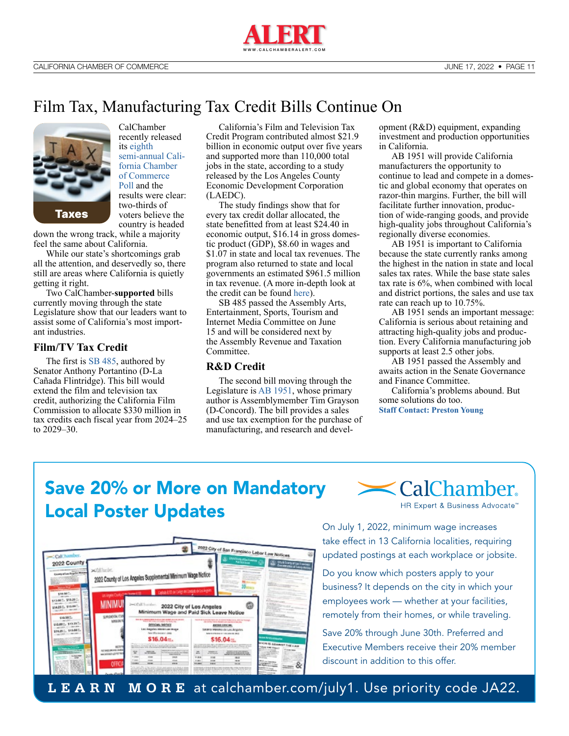# Film Tax, Manufacturing Tax Credit Bills Continue On

Taxes

CalChamber recently released its eighth semi-annual California Chamber of Commerce Poll and the results were clear: two-thirds of voters believe the country is headed down the wrong track, while a majority feel the same about California.

While our state's shortcomings grab all the attention, and deservedly so, there still are areas where California is quietly getting it right.

Two CalChamber-**supported** bills currently moving through the state Legislature show that our leaders want to assist some of California's most important industries.

### Film/TV Tax Credit

The first is SB 485, authored by Senator Anthony Portantino (D-La Cañada Flintridge). This bill would extend the film and television tax credit, authorizing the California Film Commission to allocate $330 million in tax credits each fiscal year from 2024–25 to 2029–30.

California's Film and Television Tax Credit Program contributed almost $21.9 billion in economic output over five years and supported more than 110,000 total jobs in the state, according to a study released by the Los Angeles County Economic Development Corporation (LAEDC).

The study findings show that for every tax credit dollar allocated, the state benefitted from at least $24.40 in economic output, $16.14 in gross domestic product (GDP), $8.60 in wages and $1.07 in state and local tax revenues. The program also returned to state and local governments an estimated $961.5 million in tax revenue. (A more in-depth look at the credit can be found here).

SB 485 passed the Assembly Arts, Entertainment, Sports, Tourism and Internet Media Committee on June 15 and will be considered next by the Assembly Revenue and Taxation Committee.

### R&D Credit

The second bill moving through the Legislature is AB 1951, whose primary author is Assemblymember Tim Grayson (D-Concord). The bill provides a sales and use tax exemption for the purchase of manufacturing, and research and development (R&D) equipment, expanding investment and production opportunities in California.

AB 1951 will provide California manufacturers the opportunity to continue to lead and compete in a domestic and global economy that operates on razor-thin margins. Further, the bill will facilitate further innovation, production of wide-ranging goods, and provide high-quality jobs throughout California's regionally diverse economies.

AB 1951 is important to California because the state currently ranks among the highest in the nation in state and local sales tax rates. While the base state sales tax rate is 6%, when combined with local and district portions, the sales and use tax rate can reach up to 10.75%.

AB 1951 sends an important message: California is serious about retaining and attracting high-quality jobs and production. Every California manufacturing job supports at least 2.5 other jobs.

AB 1951 passed the Assembly and awaits action in the Senate Governance and Finance Committee.

California's problems abound. But some solutions do too.

**Staff Contact: Preston Young**

---

## Save 20% or More on Mandatory Local Poster Updates

CalChamber. HR Expert & Business Advocate™

On July 1, 2022, minimum wage increases take effect in 13 California localities, requiring updated postings at each workplace or jobsite.

Do you know which posters apply to your business? It depends on the city in which your employees work — whether at your facilities, remotely from their homes, or while traveling.

Save 20% through June 30th. Preferred and Executive Members receive their 20% member discount in addition to this offer.

**LEARN MORE** at calchamber.com/july1. Use priority code JA22.